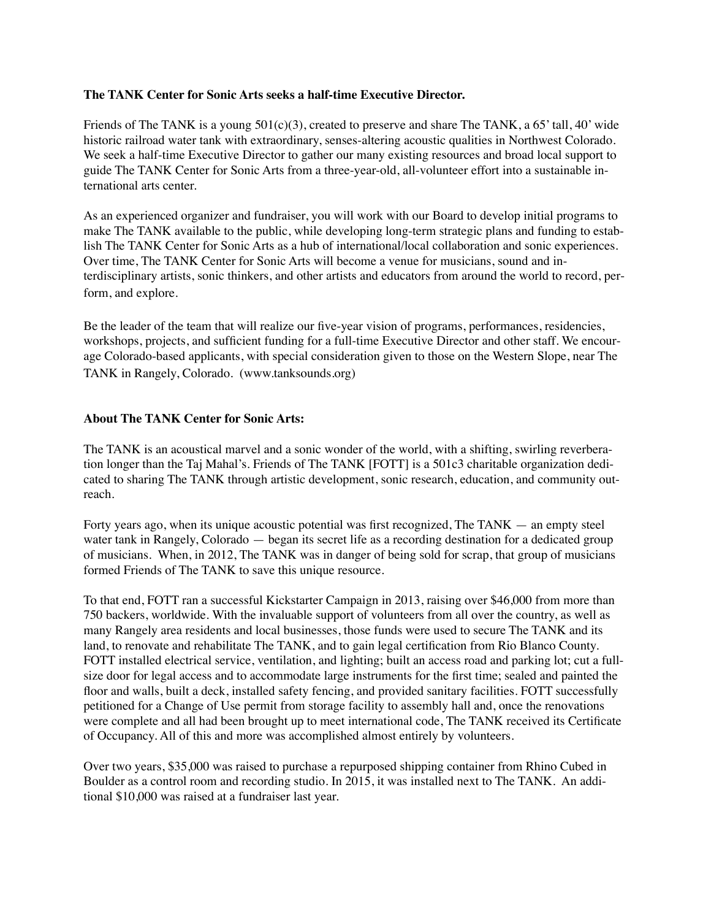**The TANK Center for Sonic Arts seeks a half-time Executive Director.**

Friends of The TANK is a young 501(c)(3), created to preserve and share The TANK, a 65' tall, 40' wide historic railroad water tank with extraordinary, senses-altering acoustic qualities in Northwest Colorado. We seek a half-time Executive Director to gather our many existing resources and broad local support to guide The TANK Center for Sonic Arts from a three-year-old, all-volunteer effort into a sustainable international arts center.

As an experienced organizer and fundraiser, you will work with our Board to develop initial programs to make The TANK available to the public, while developing long-term strategic plans and funding to establish The TANK Center for Sonic Arts as a hub of international/local collaboration and sonic experiences. Over time, The TANK Center for Sonic Arts will become a venue for musicians, sound and interdisciplinary artists, sonic thinkers, and other artists and educators from around the world to record, perform, and explore.

Be the leader of the team that will realize our five-year vision of programs, performances, residencies, workshops, projects, and sufficient funding for a full-time Executive Director and other staff. We encourage Colorado-based applicants, with special consideration given to those on the Western Slope, near The TANK in Rangely, Colorado. (www.tanksounds.org)

**About The TANK Center for Sonic Arts:**

The TANK is an acoustical marvel and a sonic wonder of the world, with a shifting, swirling reverberation longer than the Taj Mahal's. Friends of The TANK [FOTT] is a 501c3 charitable organization dedicated to sharing The TANK through artistic development, sonic research, education, and community outreach.

Forty years ago, when its unique acoustic potential was first recognized, The TANK — an empty steel water tank in Rangely, Colorado — began its secret life as a recording destination for a dedicated group of musicians. When, in 2012, The TANK was in danger of being sold for scrap, that group of musicians formed Friends of The TANK to save this unique resource.

To that end, FOTT ran a successful Kickstarter Campaign in 2013, raising over $46,000 from more than 750 backers, worldwide. With the invaluable support of volunteers from all over the country, as well as many Rangely area residents and local businesses, those funds were used to secure The TANK and its land, to renovate and rehabilitate The TANK, and to gain legal certification from Rio Blanco County. FOTT installed electrical service, ventilation, and lighting; built an access road and parking lot; cut a full-size door for legal access and to accommodate large instruments for the first time; sealed and painted the floor and walls, built a deck, installed safety fencing, and provided sanitary facilities. FOTT successfully petitioned for a Change of Use permit from storage facility to assembly hall and, once the renovations were complete and all had been brought up to meet international code, The TANK received its Certificate of Occupancy. All of this and more was accomplished almost entirely by volunteers.

Over two years, $35,000 was raised to purchase a repurposed shipping container from Rhino Cubed in Boulder as a control room and recording studio. In 2015, it was installed next to The TANK. An additional $10,000 was raised at a fundraiser last year.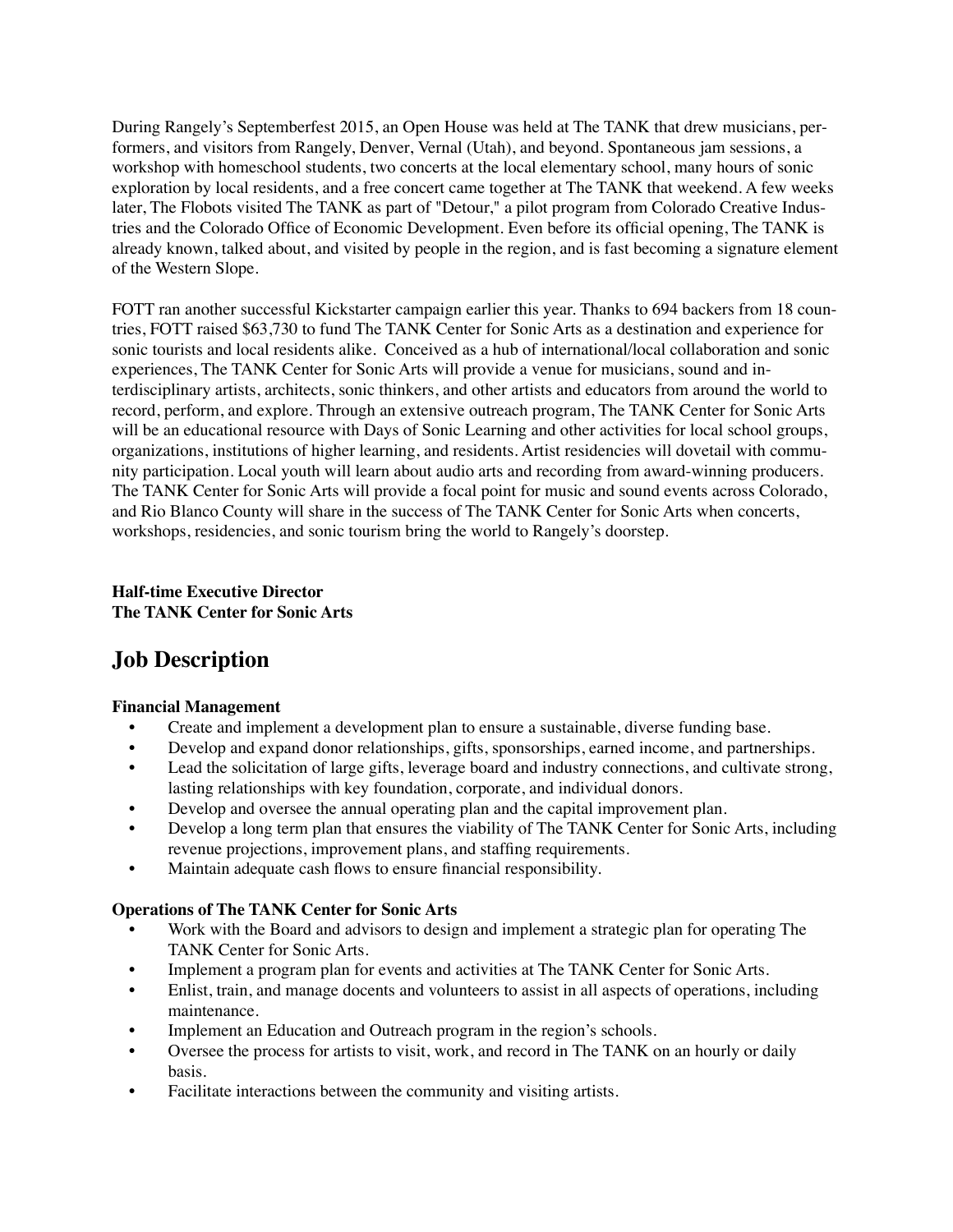During Rangely's Septemberfest 2015, an Open House was held at The TANK that drew musicians, performers, and visitors from Rangely, Denver, Vernal (Utah), and beyond. Spontaneous jam sessions, a workshop with homeschool students, two concerts at the local elementary school, many hours of sonic exploration by local residents, and a free concert came together at The TANK that weekend. A few weeks later, The Flobots visited The TANK as part of "Detour," a pilot program from Colorado Creative Industries and the Colorado Office of Economic Development. Even before its official opening, The TANK is already known, talked about, and visited by people in the region, and is fast becoming a signature element of the Western Slope.

FOTT ran another successful Kickstarter campaign earlier this year. Thanks to 694 backers from 18 countries, FOTT raised $63,730 to fund The TANK Center for Sonic Arts as a destination and experience for sonic tourists and local residents alike. Conceived as a hub of international/local collaboration and sonic experiences, The TANK Center for Sonic Arts will provide a venue for musicians, sound and interdisciplinary artists, architects, sonic thinkers, and other artists and educators from around the world to record, perform, and explore. Through an extensive outreach program, The TANK Center for Sonic Arts will be an educational resource with Days of Sonic Learning and other activities for local school groups, organizations, institutions of higher learning, and residents. Artist residencies will dovetail with community participation. Local youth will learn about audio arts and recording from award-winning producers. The TANK Center for Sonic Arts will provide a focal point for music and sound events across Colorado, and Rio Blanco County will share in the success of The TANK Center for Sonic Arts when concerts, workshops, residencies, and sonic tourism bring the world to Rangely's doorstep.

**Half-time Executive Director**
**The TANK Center for Sonic Arts**

# Job Description

**Financial Management**

- Create and implement a development plan to ensure a sustainable, diverse funding base.
- Develop and expand donor relationships, gifts, sponsorships, earned income, and partnerships.
- Lead the solicitation of large gifts, leverage board and industry connections, and cultivate strong, lasting relationships with key foundation, corporate, and individual donors.
- Develop and oversee the annual operating plan and the capital improvement plan.
- Develop a long term plan that ensures the viability of The TANK Center for Sonic Arts, including revenue projections, improvement plans, and staffing requirements.
- Maintain adequate cash flows to ensure financial responsibility.

**Operations of The TANK Center for Sonic Arts**

- Work with the Board and advisors to design and implement a strategic plan for operating The TANK Center for Sonic Arts.
- Implement a program plan for events and activities at The TANK Center for Sonic Arts.
- Enlist, train, and manage docents and volunteers to assist in all aspects of operations, including maintenance.
- Implement an Education and Outreach program in the region's schools.
- Oversee the process for artists to visit, work, and record in The TANK on an hourly or daily basis.
- Facilitate interactions between the community and visiting artists.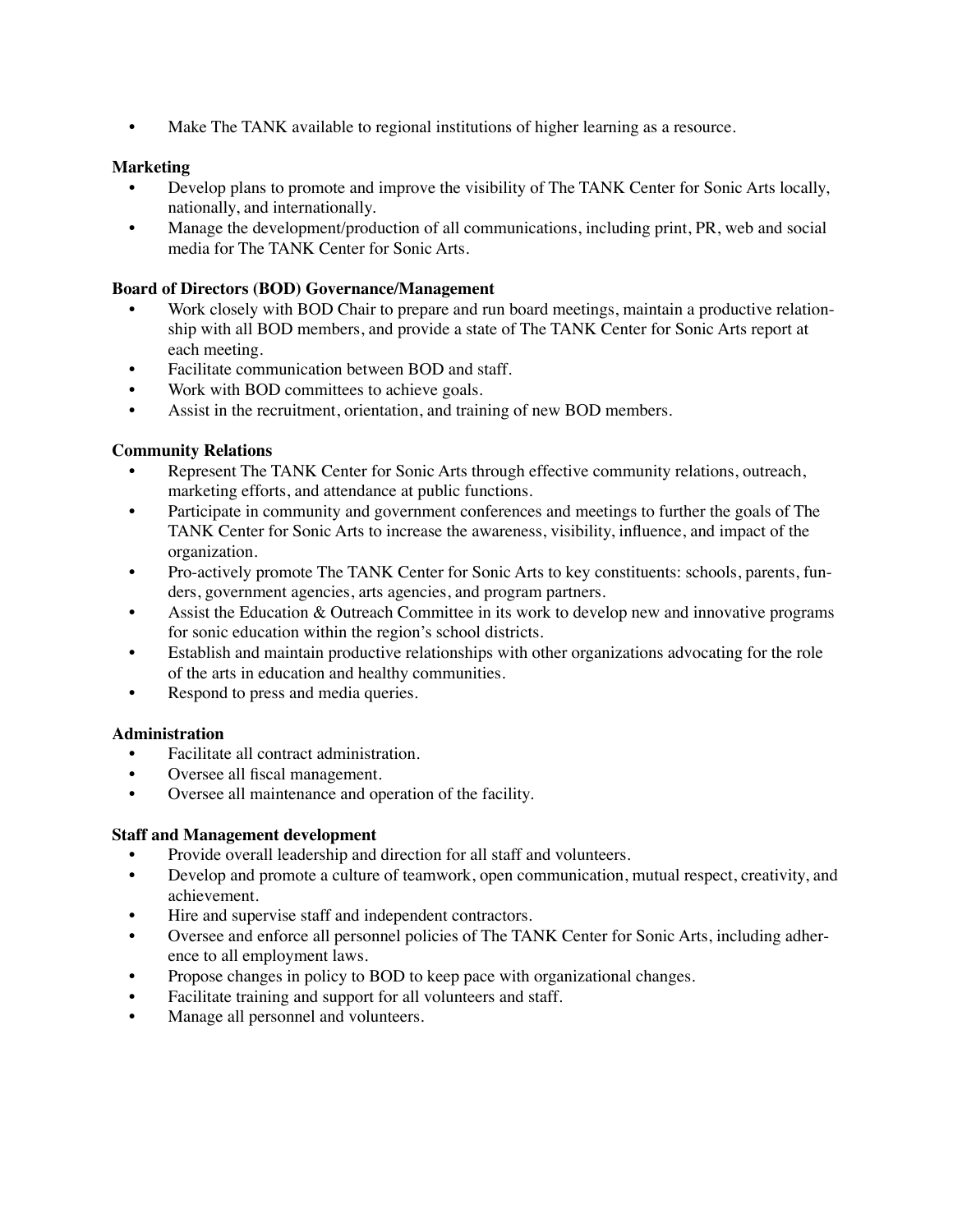- Make The TANK available to regional institutions of higher learning as a resource.

**Marketing**

- Develop plans to promote and improve the visibility of The TANK Center for Sonic Arts locally, nationally, and internationally.
- Manage the development/production of all communications, including print, PR, web and social media for The TANK Center for Sonic Arts.

**Board of Directors (BOD) Governance/Management**

- Work closely with BOD Chair to prepare and run board meetings, maintain a productive relationship with all BOD members, and provide a state of The TANK Center for Sonic Arts report at each meeting.
- Facilitate communication between BOD and staff.
- Work with BOD committees to achieve goals.
- Assist in the recruitment, orientation, and training of new BOD members.

**Community Relations**

- Represent The TANK Center for Sonic Arts through effective community relations, outreach, marketing efforts, and attendance at public functions.
- Participate in community and government conferences and meetings to further the goals of The TANK Center for Sonic Arts to increase the awareness, visibility, influence, and impact of the organization.
- Pro-actively promote The TANK Center for Sonic Arts to key constituents: schools, parents, funders, government agencies, arts agencies, and program partners.
- Assist the Education & Outreach Committee in its work to develop new and innovative programs for sonic education within the region's school districts.
- Establish and maintain productive relationships with other organizations advocating for the role of the arts in education and healthy communities.
- Respond to press and media queries.

**Administration**

- Facilitate all contract administration.
- Oversee all fiscal management.
- Oversee all maintenance and operation of the facility.

**Staff and Management development**

- Provide overall leadership and direction for all staff and volunteers.
- Develop and promote a culture of teamwork, open communication, mutual respect, creativity, and achievement.
- Hire and supervise staff and independent contractors.
- Oversee and enforce all personnel policies of The TANK Center for Sonic Arts, including adherence to all employment laws.
- Propose changes in policy to BOD to keep pace with organizational changes.
- Facilitate training and support for all volunteers and staff.
- Manage all personnel and volunteers.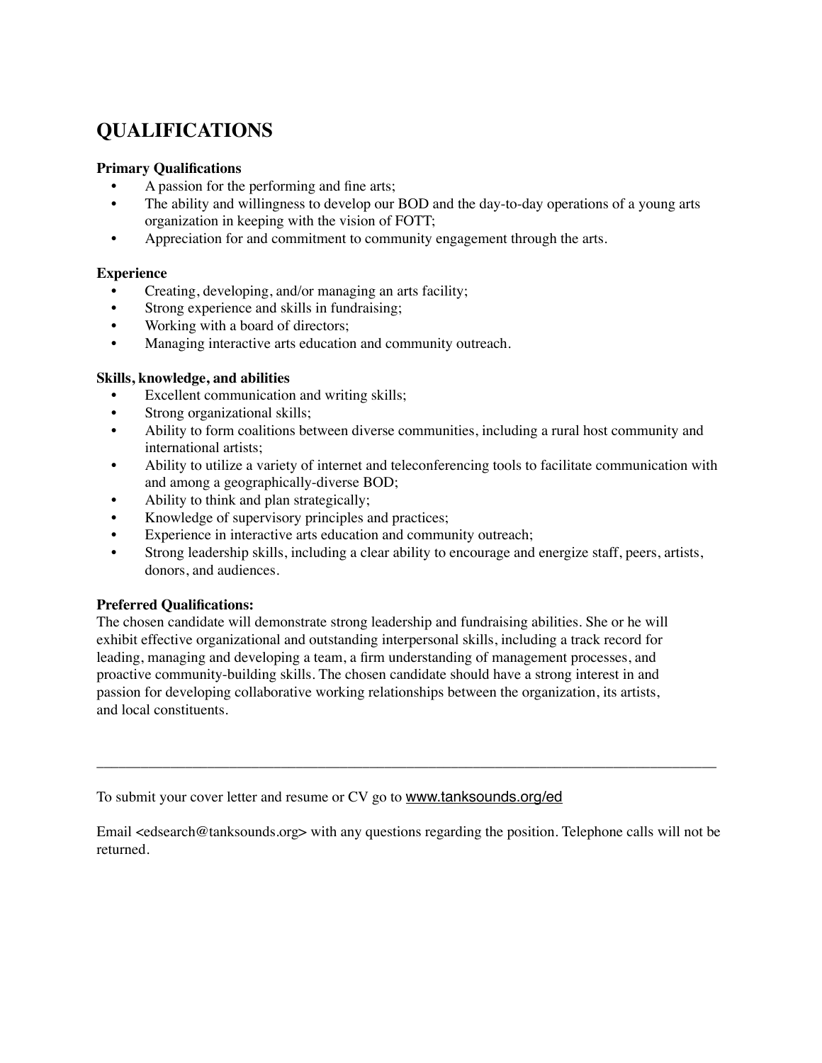## QUALIFICATIONS

**Primary Qualifications**

- A passion for the performing and fine arts;
- The ability and willingness to develop our BOD and the day-to-day operations of a young arts organization in keeping with the vision of FOTT;
- Appreciation for and commitment to community engagement through the arts.

**Experience**

- Creating, developing, and/or managing an arts facility;
- Strong experience and skills in fundraising;
- Working with a board of directors;
- Managing interactive arts education and community outreach.

**Skills, knowledge, and abilities**

- Excellent communication and writing skills;
- Strong organizational skills;
- Ability to form coalitions between diverse communities, including a rural host community and international artists;
- Ability to utilize a variety of internet and teleconferencing tools to facilitate communication with and among a geographically-diverse BOD;
- Ability to think and plan strategically;
- Knowledge of supervisory principles and practices;
- Experience in interactive arts education and community outreach;
- Strong leadership skills, including a clear ability to encourage and energize staff, peers, artists, donors, and audiences.

**Preferred Qualifications:**

The chosen candidate will demonstrate strong leadership and fundraising abilities. She or he will exhibit effective organizational and outstanding interpersonal skills, including a track record for leading, managing and developing a team, a firm understanding of management processes, and proactive community-building skills. The chosen candidate should have a strong interest in and passion for developing collaborative working relationships between the organization, its artists, and local constituents.

---

To submit your cover letter and resume or CV go to www.tanksounds.org/ed

Email <edsearch@tanksounds.org> with any questions regarding the position. Telephone calls will not be returned.